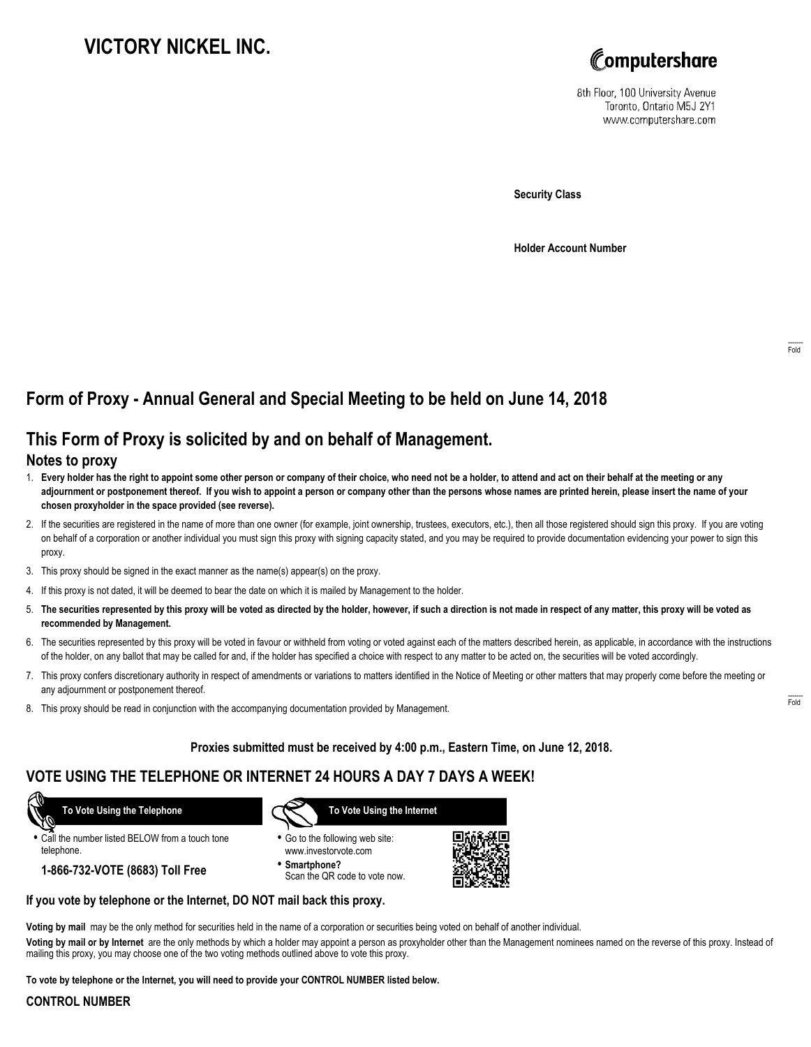# VICTORY NICKEL INC.

Computershare
8th Floor, 100 University Avenue
Toronto, Ontario M5J 2Y1
www.computershare.com

**Security Class**

**Holder Account Number**

## Form of Proxy - Annual General and Special Meeting to be held on June 14, 2018

## This Form of Proxy is solicited by and on behalf of Management.

### Notes to proxy

1. **Every holder has the right to appoint some other person or company of their choice, who need not be a holder, to attend and act on their behalf at the meeting or any adjournment or postponement thereof. If you wish to appoint a person or company other than the persons whose names are printed herein, please insert the name of your chosen proxyholder in the space provided (see reverse).**
2. If the securities are registered in the name of more than one owner (for example, joint ownership, trustees, executors, etc.), then all those registered should sign this proxy. If you are voting on behalf of a corporation or another individual you must sign this proxy with signing capacity stated, and you may be required to provide documentation evidencing your power to sign this proxy.
3. This proxy should be signed in the exact manner as the name(s) appear(s) on the proxy.
4. If this proxy is not dated, it will be deemed to bear the date on which it is mailed by Management to the holder.
5. **The securities represented by this proxy will be voted as directed by the holder, however, if such a direction is not made in respect of any matter, this proxy will be voted as recommended by Management.**
6. The securities represented by this proxy will be voted in favour or withheld from voting or voted against each of the matters described herein, as applicable, in accordance with the instructions of the holder, on any ballot that may be called for and, if the holder has specified a choice with respect to any matter to be acted on, the securities will be voted accordingly.
7. This proxy confers discretionary authority in respect of amendments or variations to matters identified in the Notice of Meeting or other matters that may properly come before the meeting or any adjournment or postponement thereof.
8. This proxy should be read in conjunction with the accompanying documentation provided by Management.

**Proxies submitted must be received by 4:00 p.m., Eastern Time, on June 12, 2018.**

## VOTE USING THE TELEPHONE OR INTERNET 24 HOURS A DAY 7 DAYS A WEEK!

**To Vote Using the Telephone**

- Call the number listed BELOW from a touch tone telephone.

**1-866-732-VOTE (8683) Toll Free**

**To Vote Using the Internet**

- Go to the following web site: www.investorvote.com
- **Smartphone?** Scan the QR code to vote now.

**If you vote by telephone or the Internet, DO NOT mail back this proxy.**

**Voting by mail** may be the only method for securities held in the name of a corporation or securities being voted on behalf of another individual.

**Voting by mail or by Internet** are the only methods by which a holder may appoint a person as proxyholder other than the Management nominees named on the reverse of this proxy. Instead of mailing this proxy, you may choose one of the two voting methods outlined above to vote this proxy.

**To vote by telephone or the Internet, you will need to provide your CONTROL NUMBER listed below.**

**CONTROL NUMBER**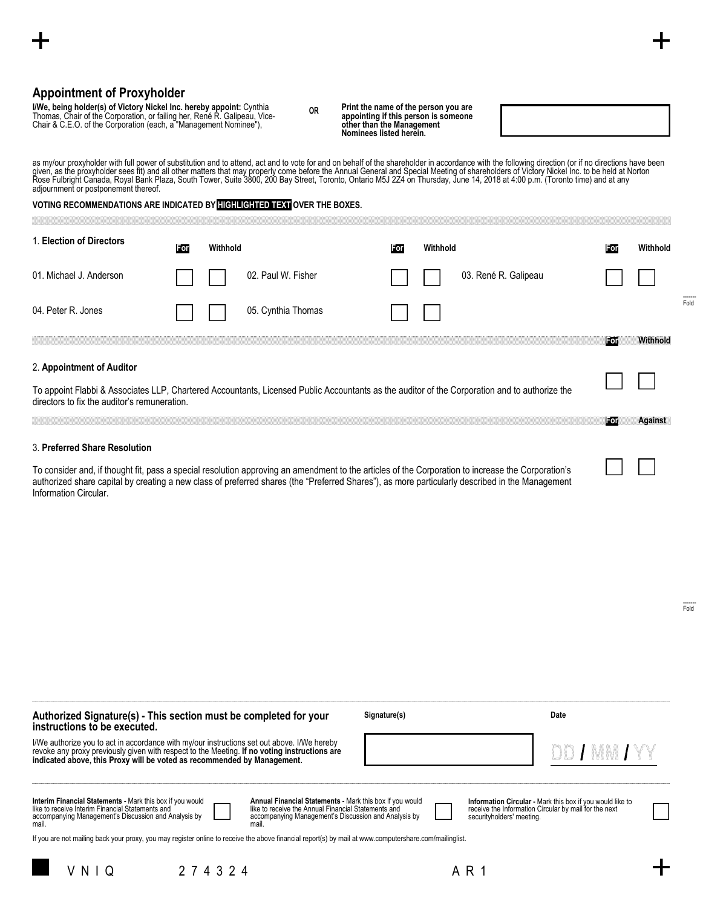## Appointment of Proxyholder

**I/We, being holder(s) of Victory Nickel Inc. hereby appoint:** Cynthia Thomas, Chair of the Corporation, or failing her, René R. Galipeau, Vice-Chair & C.E.O. of the Corporation (each, a "Management Nominee"),

**OR**

**Print the name of the person you are appointing if this person is someone other than the Management Nominees listed herein.**

as my/our proxyholder with full power of substitution and to attend, act and to vote for and on behalf of the shareholder in accordance with the following direction (or if no directions have been given, as the proxyholder sees fit) and all other matters that may properly come before the Annual General and Special Meeting of shareholders of Victory Nickel Inc. to be held at Norton Rose Fulbright Canada, Royal Bank Plaza, South Tower, Suite 3800, 200 Bay Street, Toronto, Ontario M5J 2Z4 on Thursday, June 14, 2018 at 4:00 p.m. (Toronto time) and at any adjournment or postponement thereof.

**VOTING RECOMMENDATIONS ARE INDICATED BY HIGHLIGHTED TEXT OVER THE BOXES.**

### 1. Election of Directors

| | For | Withhold | | For | Withhold | | For | Withhold |
|---|---|---|---|---|---|---|---|---|
| 01. Michael J. Anderson | ☐ | ☐ | 02. Paul W. Fisher | ☐ | ☐ | 03. René R. Galipeau | ☐ | ☐ |
| 04. Peter R. Jones | ☐ | ☐ | 05. Cynthia Thomas | ☐ | ☐ | | | |

### 2. Appointment of Auditor

| | For | Withhold |
|---|---|---|
| To appoint Flabbi & Associates LLP, Chartered Accountants, Licensed Public Accountants as the auditor of the Corporation and to authorize the directors to fix the auditor's remuneration. | ☐ | ☐ |

### 3. Preferred Share Resolution

| | For | Against |
|---|---|---|
| To consider and, if thought fit, pass a special resolution approving an amendment to the articles of the Corporation to increase the Corporation's authorized share capital by creating a new class of preferred shares (the "Preferred Shares"), as more particularly described in the Management Information Circular. | ☐ | ☐ |

### Authorized Signature(s) - This section must be completed for your instructions to be executed.

I/We authorize you to act in accordance with my/our instructions set out above. I/We hereby revoke any proxy previously given with respect to the Meeting. **If no voting instructions are indicated above, this Proxy will be voted as recommended by Management.**

Signature(s)

Date

DD / MM / YY

**Interim Financial Statements** - Mark this box if you would like to receive Interim Financial Statements and accompanying Management's Discussion and Analysis by mail. ☐

**Annual Financial Statements** - Mark this box if you would like to receive the Annual Financial Statements and accompanying Management's Discussion and Analysis by mail. ☐

**Information Circular** - Mark this box if you would like to receive the Information Circular by mail for the next securityholders' meeting. ☐

If you are not mailing back your proxy, you may register online to receive the above financial report(s) by mail at www.computershare.com/mailinglist.

V N I Q 2 7 4 3 2 4 A R 1